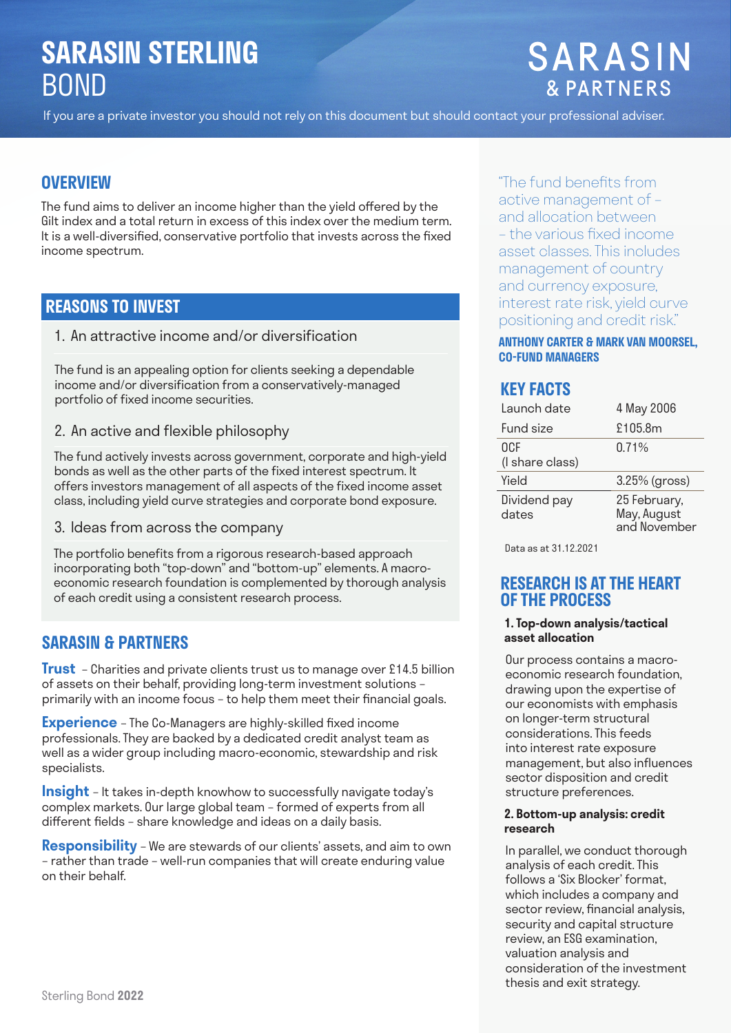# SARASIN STERLING BOND

SARASIN & PARTNERS

If you are a private investor you should not rely on this document but should contact your professional adviser.

## OVERVIEW

The fund aims to deliver an income higher than the yield offered by the Gilt index and a total return in excess of this index over the medium term. It is a well-diversified, conservative portfolio that invests across the fixed income spectrum.

## REASONS TO INVEST

1. An attractive income and/or diversification

The fund is an appealing option for clients seeking a dependable income and/or diversification from a conservatively-managed portfolio of fixed income securities.

2. An active and flexible philosophy

The fund actively invests across government, corporate and high-yield bonds as well as the other parts of the fixed interest spectrum. It offers investors management of all aspects of the fixed income asset class, including yield curve strategies and corporate bond exposure.

3. Ideas from across the company

The portfolio benefits from a rigorous research-based approach incorporating both "top-down" and "bottom-up" elements. A macro-economic research foundation is complemented by thorough analysis of each credit using a consistent research process.

## SARASIN & PARTNERS

**Trust** – Charities and private clients trust us to manage over £14.5 billion of assets on their behalf, providing long-term investment solutions – primarily with an income focus – to help them meet their financial goals.

**Experience** – The Co-Managers are highly-skilled fixed income professionals. They are backed by a dedicated credit analyst team as well as a wider group including macro-economic, stewardship and risk specialists.

**Insight** – It takes in-depth knowhow to successfully navigate today's complex markets. Our large global team – formed of experts from all different fields – share knowledge and ideas on a daily basis.

**Responsibility** – We are stewards of our clients' assets, and aim to own – rather than trade – well-run companies that will create enduring value on their behalf.

"The fund benefits from active management of – and allocation between – the various fixed income asset classes. This includes management of country and currency exposure, interest rate risk, yield curve positioning and credit risk."

**ANTHONY CARTER & MARK VAN MOORSEL, CO-FUND MANAGERS**

## KEY FACTS

| | |
|---|---|
| Launch date | 4 May 2006 |
| Fund size | £105.8m |
| OCF (I share class) | 0.71% |
| Yield | 3.25% (gross) |
| Dividend pay dates | 25 February, May, August and November |

Data as at 31.12.2021

## RESEARCH IS AT THE HEART OF THE PROCESS

**1. Top-down analysis/tactical asset allocation**

Our process contains a macro-economic research foundation, drawing upon the expertise of our economists with emphasis on longer-term structural considerations. This feeds into interest rate exposure management, but also influences sector disposition and credit structure preferences.

**2. Bottom-up analysis: credit research**

In parallel, we conduct thorough analysis of each credit. This follows a 'Six Blocker' format, which includes a company and sector review, financial analysis, security and capital structure review, an ESG examination, valuation analysis and consideration of the investment thesis and exit strategy.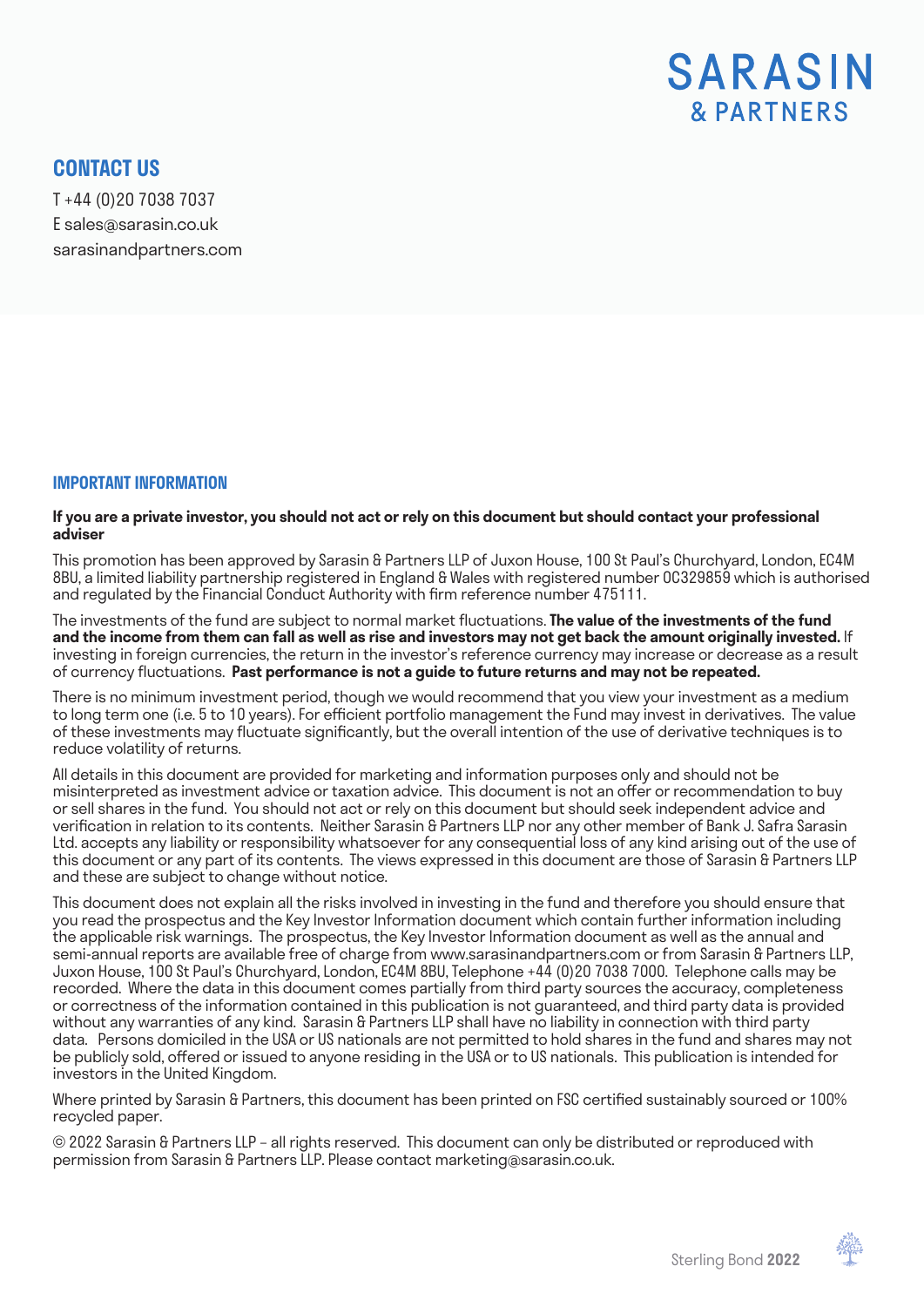SARASIN
& PARTNERS

## CONTACT US

T +44 (0)20 7038 7037
E sales@sarasin.co.uk
sarasinandpartners.com

## IMPORTANT INFORMATION

**If you are a private investor, you should not act or rely on this document but should contact your professional adviser**

This promotion has been approved by Sarasin & Partners LLP of Juxon House, 100 St Paul's Churchyard, London, EC4M 8BU, a limited liability partnership registered in England & Wales with registered number OC329859 which is authorised and regulated by the Financial Conduct Authority with firm reference number 475111.

The investments of the fund are subject to normal market fluctuations. **The value of the investments of the fund and the income from them can fall as well as rise and investors may not get back the amount originally invested.** If investing in foreign currencies, the return in the investor's reference currency may increase or decrease as a result of currency fluctuations. **Past performance is not a guide to future returns and may not be repeated.**

There is no minimum investment period, though we would recommend that you view your investment as a medium to long term one (i.e. 5 to 10 years). For efficient portfolio management the Fund may invest in derivatives. The value of these investments may fluctuate significantly, but the overall intention of the use of derivative techniques is to reduce volatility of returns.

All details in this document are provided for marketing and information purposes only and should not be misinterpreted as investment advice or taxation advice. This document is not an offer or recommendation to buy or sell shares in the fund. You should not act or rely on this document but should seek independent advice and verification in relation to its contents. Neither Sarasin & Partners LLP nor any other member of Bank J. Safra Sarasin Ltd. accepts any liability or responsibility whatsoever for any consequential loss of any kind arising out of the use of this document or any part of its contents. The views expressed in this document are those of Sarasin & Partners LLP and these are subject to change without notice.

This document does not explain all the risks involved in investing in the fund and therefore you should ensure that you read the prospectus and the Key Investor Information document which contain further information including the applicable risk warnings. The prospectus, the Key Investor Information document as well as the annual and semi-annual reports are available free of charge from www.sarasinandpartners.com or from Sarasin & Partners LLP, Juxon House, 100 St Paul's Churchyard, London, EC4M 8BU, Telephone +44 (0)20 7038 7000. Telephone calls may be recorded. Where the data in this document comes partially from third party sources the accuracy, completeness or correctness of the information contained in this publication is not guaranteed, and third party data is provided without any warranties of any kind. Sarasin & Partners LLP shall have no liability in connection with third party data. Persons domiciled in the USA or US nationals are not permitted to hold shares in the fund and shares may not be publicly sold, offered or issued to anyone residing in the USA or to US nationals. This publication is intended for investors in the United Kingdom.

Where printed by Sarasin & Partners, this document has been printed on FSC certified sustainably sourced or 100% recycled paper.

© 2022 Sarasin & Partners LLP – all rights reserved. This document can only be distributed or reproduced with permission from Sarasin & Partners LLP. Please contact marketing@sarasin.co.uk.